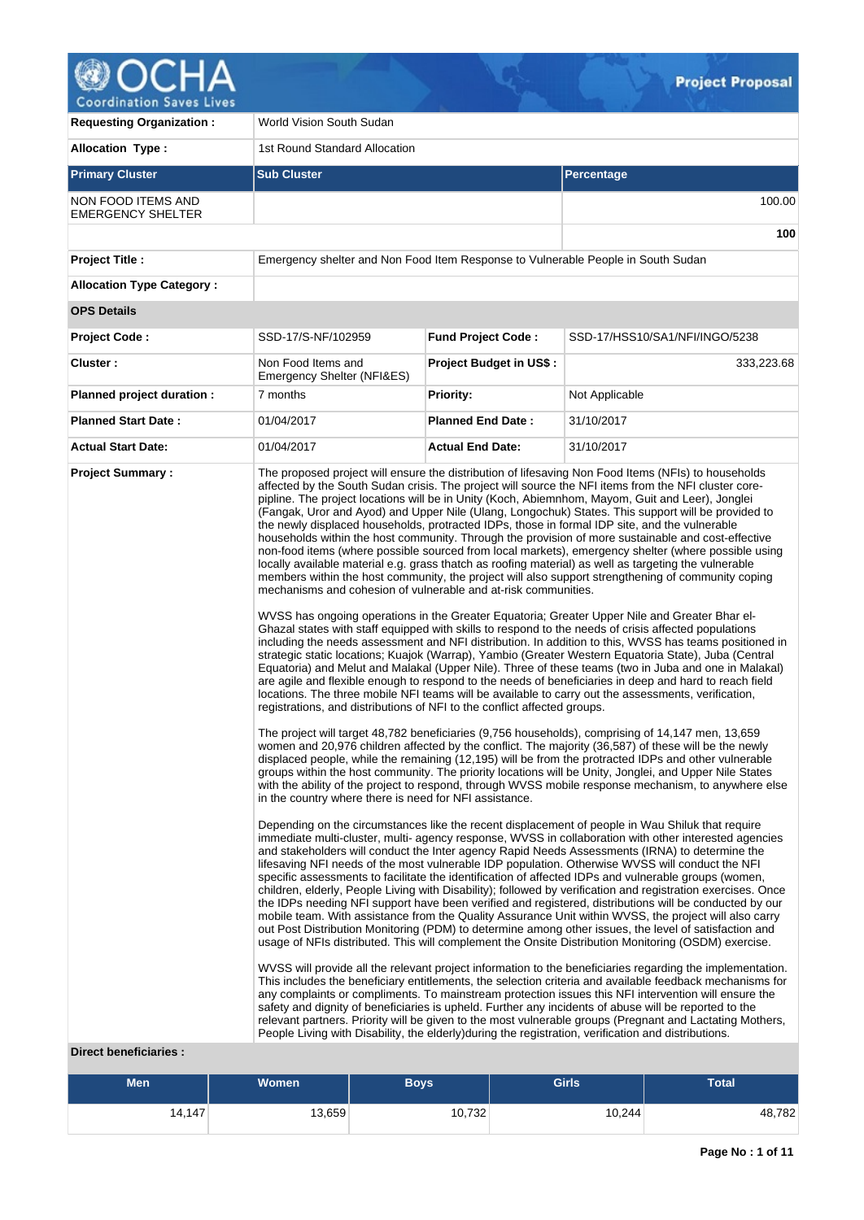# Project Proposal

| | | | |
|---|---|---|---|
| **Requesting Organization :** | World Vision South Sudan | | |
| **Allocation Type :** | 1st Round Standard Allocation | | |

| **Primary Cluster** | **Sub Cluster** | **Percentage** |
|---|---|---|
| NON FOOD ITEMS AND EMERGENCY SHELTER | | 100.00 |
| | | **100** |

| | | | |
|---|---|---|---|
| **Project Title :** | Emergency shelter and Non Food Item Response to Vulnerable People in South Sudan | | |
| **Allocation Type Category :** | | | |
| **OPS Details** | | | |
| **Project Code :** | SSD-17/S-NF/102959 | **Fund Project Code :** | SSD-17/HSS10/SA1/NFI/INGO/5238 |
| **Cluster :** | Non Food Items and Emergency Shelter (NFI&ES) | **Project Budget in US$ :** | 333,223.68 |
| **Planned project duration :** | 7 months | **Priority:** | Not Applicable |
| **Planned Start Date :** | 01/04/2017 | **Planned End Date :** | 31/10/2017 |
| **Actual Start Date:** | 01/04/2017 | **Actual End Date:** | 31/10/2017 |

**Project Summary :**

The proposed project will ensure the distribution of lifesaving Non Food Items (NFIs) to households affected by the South Sudan crisis. The project will source the NFI items from the NFI cluster core-pipline. The project locations will be in Unity (Koch, Abiemnhom, Mayom, Guit and Leer), Jonglei (Fangak, Uror and Ayod) and Upper Nile (Ulang, Longochuk) States. This support will be provided to the newly displaced households, protracted IDPs, those in formal IDP site, and the vulnerable households within the host community. Through the provision of more sustainable and cost-effective non-food items (where possible sourced from local markets), emergency shelter (where possible using locally available material e.g. grass thatch as roofing material) as well as targeting the vulnerable members within the host community, the project will also support strengthening of community coping mechanisms and cohesion of vulnerable and at-risk communities.

WVSS has ongoing operations in the Greater Equatoria; Greater Upper Nile and Greater Bhar el-Ghazal states with staff equipped with skills to respond to the needs of crisis affected populations including the needs assessment and NFI distribution. In addition to this, WVSS has teams positioned in strategic static locations; Kuajok (Warrap), Yambio (Greater Western Equatoria State), Juba (Central Equatoria) and Melut and Malakal (Upper Nile). Three of these teams (two in Juba and one in Malakal) are agile and flexible enough to respond to the needs of beneficiaries in deep and hard to reach field locations. The three mobile NFI teams will be available to carry out the assessments, verification, registrations, and distributions of NFI to the conflict affected groups.

The project will target 48,782 beneficiaries (9,756 households), comprising of 14,147 men, 13,659 women and 20,976 children affected by the conflict. The majority (36,587) of these will be the newly displaced people, while the remaining (12,195) will be from the protracted IDPs and other vulnerable groups within the host community. The priority locations will be Unity, Jonglei, and Upper Nile States with the ability of the project to respond, through WVSS mobile response mechanism, to anywhere else in the country where there is need for NFI assistance.

Depending on the circumstances like the recent displacement of people in Wau Shiluk that require immediate multi-cluster, multi- agency response, WVSS in collaboration with other interested agencies and stakeholders will conduct the Inter agency Rapid Needs Assessments (IRNA) to determine the lifesaving NFI needs of the most vulnerable IDP population. Otherwise WVSS will conduct the NFI specific assessments to facilitate the identification of affected IDPs and vulnerable groups (women, children, elderly, People Living with Disability); followed by verification and registration exercises. Once the IDPs needing NFI support have been verified and registered, distributions will be conducted by our mobile team. With assistance from the Quality Assurance Unit within WVSS, the project will also carry out Post Distribution Monitoring (PDM) to determine among other issues, the level of satisfaction and usage of NFIs distributed. This will complement the Onsite Distribution Monitoring (OSDM) exercise.

WVSS will provide all the relevant project information to the beneficiaries regarding the implementation. This includes the beneficiary entitlements, the selection criteria and available feedback mechanisms for any complaints or compliments. To mainstream protection issues this NFI intervention will ensure the safety and dignity of beneficiaries is upheld. Further any incidents of abuse will be reported to the relevant partners. Priority will be given to the most vulnerable groups (Pregnant and Lactating Mothers, People Living with Disability, the elderly)during the registration, verification and distributions.

**Direct beneficiaries :**

| Men | Women | Boys | Girls | Total |
|---|---|---|---|---|
| 14,147 | 13,659 | 10,732 | 10,244 | 48,782 |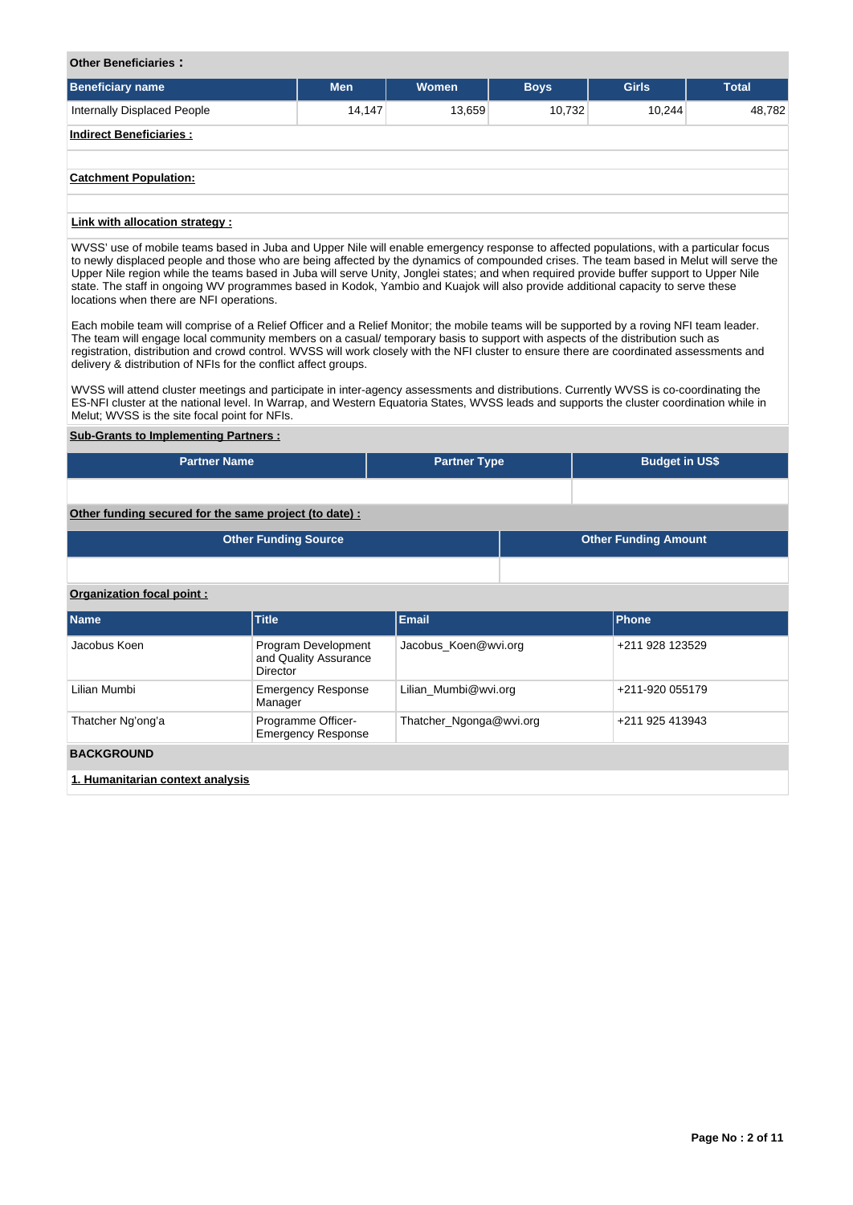**Other Beneficiaries :**

| Beneficiary name | Men | Women | Boys | Girls | Total |
|---|---|---|---|---|---|
| Internally Displaced People | 14,147 | 13,659 | 10,732 | 10,244 | 48,782 |

**Indirect Beneficiaries :**

**Catchment Population:**

**Link with allocation strategy :**

WVSS' use of mobile teams based in Juba and Upper Nile will enable emergency response to affected populations, with a particular focus to newly displaced people and those who are being affected by the dynamics of compounded crises. The team based in Melut will serve the Upper Nile region while the teams based in Juba will serve Unity, Jonglei states; and when required provide buffer support to Upper Nile state. The staff in ongoing WV programmes based in Kodok, Yambio and Kuajok will also provide additional capacity to serve these locations when there are NFI operations.

Each mobile team will comprise of a Relief Officer and a Relief Monitor; the mobile teams will be supported by a roving NFI team leader. The team will engage local community members on a casual/ temporary basis to support with aspects of the distribution such as registration, distribution and crowd control. WVSS will work closely with the NFI cluster to ensure there are coordinated assessments and delivery & distribution of NFIs for the conflict affect groups.

WVSS will attend cluster meetings and participate in inter-agency assessments and distributions. Currently WVSS is co-coordinating the ES-NFI cluster at the national level. In Warrap, and Western Equatoria States, WVSS leads and supports the cluster coordination while in Melut; WVSS is the site focal point for NFIs.

**Sub-Grants to Implementing Partners :**

| Partner Name | Partner Type | Budget in US$ |
|---|---|---|
| | | |

**Other funding secured for the same project (to date) :**

| Other Funding Source | Other Funding Amount |
|---|---|
| | |

**Organization focal point :**

| Name | Title | Email | Phone |
|---|---|---|---|
| Jacobus Koen | Program Development and Quality Assurance Director | Jacobus_Koen@wvi.org | +211 928 123529 |
| Lilian Mumbi | Emergency Response Manager | Lilian_Mumbi@wvi.org | +211-920 055179 |
| Thatcher Ng'ong'a | Programme Officer-Emergency Response | Thatcher_Ngonga@wvi.org | +211 925 413943 |

## BACKGROUND

**1. Humanitarian context analysis**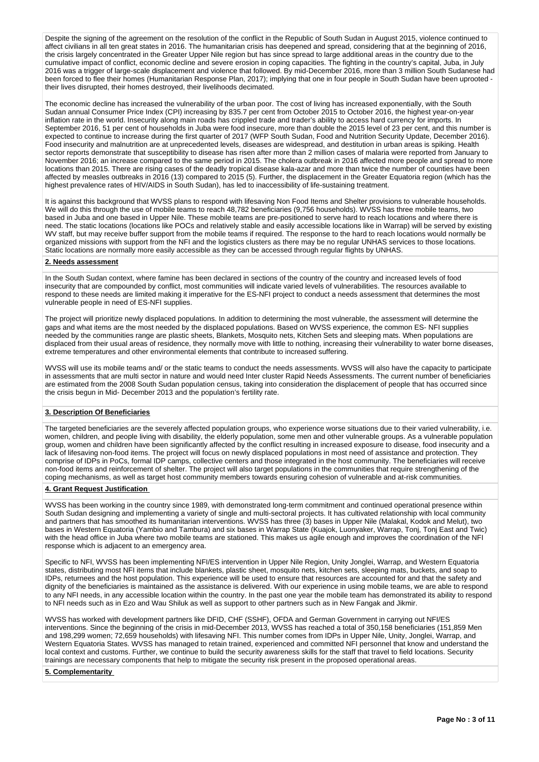Despite the signing of the agreement on the resolution of the conflict in the Republic of South Sudan in August 2015, violence continued to affect civilians in all ten great states in 2016. The humanitarian crisis has deepened and spread, considering that at the beginning of 2016, the crisis largely concentrated in the Greater Upper Nile region but has since spread to large additional areas in the country due to the cumulative impact of conflict, economic decline and severe erosion in coping capacities. The fighting in the country's capital, Juba, in July 2016 was a trigger of large-scale displacement and violence that followed. By mid-December 2016, more than 3 million South Sudanese had been forced to flee their homes (Humanitarian Response Plan, 2017); implying that one in four people in South Sudan have been uprooted - their lives disrupted, their homes destroyed, their livelihoods decimated.

The economic decline has increased the vulnerability of the urban poor. The cost of living has increased exponentially, with the South Sudan annual Consumer Price Index (CPI) increasing by 835.7 per cent from October 2015 to October 2016, the highest year-on-year inflation rate in the world. Insecurity along main roads has crippled trade and trader's ability to access hard currency for imports. In September 2016, 51 per cent of households in Juba were food insecure, more than double the 2015 level of 23 per cent, and this number is expected to continue to increase during the first quarter of 2017 (WFP South Sudan, Food and Nutrition Security Update, December 2016). Food insecurity and malnutrition are at unprecedented levels, diseases are widespread, and destitution in urban areas is spiking. Health sector reports demonstrate that susceptibility to disease has risen after more than 2 million cases of malaria were reported from January to November 2016; an increase compared to the same period in 2015. The cholera outbreak in 2016 affected more people and spread to more locations than 2015. There are rising cases of the deadly tropical disease kala-azar and more than twice the number of counties have been affected by measles outbreaks in 2016 (13) compared to 2015 (5). Further, the displacement in the Greater Equatoria region (which has the highest prevalence rates of HIV/AIDS in South Sudan), has led to inaccessibility of life-sustaining treatment.

It is against this background that WVSS plans to respond with lifesaving Non Food Items and Shelter provisions to vulnerable households. We will do this through the use of mobile teams to reach 48,782 beneficiaries (9,756 households). WVSS has three mobile teams, two based in Juba and one based in Upper Nile. These mobile teams are pre-positioned to serve hard to reach locations and where there is need. The static locations (locations like POCs and relatively stable and easily accessible locations like in Warrap) will be served by existing WV staff, but may receive buffer support from the mobile teams if required. The response to the hard to reach locations would normally be organized missions with support from the NFI and the logistics clusters as there may be no regular UNHAS services to those locations. Static locations are normally more easily accessible as they can be accessed through regular flights by UNHAS.

## 2. Needs assessment

In the South Sudan context, where famine has been declared in sections of the country of the country and increased levels of food insecurity that are compounded by conflict, most communities will indicate varied levels of vulnerabilities. The resources available to respond to these needs are limited making it imperative for the ES-NFI project to conduct a needs assessment that determines the most vulnerable people in need of ES-NFI supplies.

The project will prioritize newly displaced populations. In addition to determining the most vulnerable, the assessment will determine the gaps and what items are the most needed by the displaced populations. Based on WVSS experience, the common ES- NFI supplies needed by the communities range are plastic sheets, Blankets, Mosquito nets, Kitchen Sets and sleeping mats. When populations are displaced from their usual areas of residence, they normally move with little to nothing, increasing their vulnerability to water borne diseases, extreme temperatures and other environmental elements that contribute to increased suffering.

WVSS will use its mobile teams and/ or the static teams to conduct the needs assessments. WVSS will also have the capacity to participate in assessments that are multi sector in nature and would need Inter cluster Rapid Needs Assessments. The current number of beneficiaries are estimated from the 2008 South Sudan population census, taking into consideration the displacement of people that has occurred since the crisis begun in Mid- December 2013 and the population's fertility rate.

## 3. Description Of Beneficiaries

The targeted beneficiaries are the severely affected population groups, who experience worse situations due to their varied vulnerability, i.e. women, children, and people living with disability, the elderly population, some men and other vulnerable groups. As a vulnerable population group, women and children have been significantly affected by the conflict resulting in increased exposure to disease, food insecurity and a lack of lifesaving non-food items. The project will focus on newly displaced populations in most need of assistance and protection. They comprise of IDPs in PoCs, formal IDP camps, collective centers and those integrated in the host community. The beneficiaries will receive non-food items and reinforcement of shelter. The project will also target populations in the communities that require strengthening of the coping mechanisms, as well as target host community members towards ensuring cohesion of vulnerable and at-risk communities.

## 4. Grant Request Justification

WVSS has been working in the country since 1989, with demonstrated long-term commitment and continued operational presence within South Sudan designing and implementing a variety of single and multi-sectoral projects. It has cultivated relationship with local community and partners that has smoothed its humanitarian interventions. WVSS has three (3) bases in Upper Nile (Malakal, Kodok and Melut), two bases in Western Equatoria (Yambio and Tambura) and six bases in Warrap State (Kuajok, Luonyaker, Warrap, Tonj, Tonj East and Twic) with the head office in Juba where two mobile teams are stationed. This makes us agile enough and improves the coordination of the NFI response which is adjacent to an emergency area.

Specific to NFI, WVSS has been implementing NFI/ES intervention in Upper Nile Region, Unity Jonglei, Warrap, and Western Equatoria states, distributing most NFI items that include blankets, plastic sheet, mosquito nets, kitchen sets, sleeping mats, buckets, and soap to IDPs, returnees and the host population. This experience will be used to ensure that resources are accounted for and that the safety and dignity of the beneficiaries is maintained as the assistance is delivered. With our experience in using mobile teams, we are able to respond to any NFI needs, in any accessible location within the country. In the past one year the mobile team has demonstrated its ability to respond to NFI needs such as in Ezo and Wau Shiluk as well as support to other partners such as in New Fangak and Jikmir.

WVSS has worked with development partners like DFID, CHF (SSHF), OFDA and German Government in carrying out NFI/ES interventions. Since the beginning of the crisis in mid-December 2013, WVSS has reached a total of 350,158 beneficiaries (151,859 Men and 198,299 women; 72,659 households) with lifesaving NFI. This number comes from IDPs in Upper Nile, Unity, Jonglei, Warrap, and Western Equatoria States. WVSS has managed to retain trained, experienced and committed NFI personnel that know and understand the local context and customs. Further, we continue to build the security awareness skills for the staff that travel to field locations. Security trainings are necessary components that help to mitigate the security risk present in the proposed operational areas.

## 5. Complementarity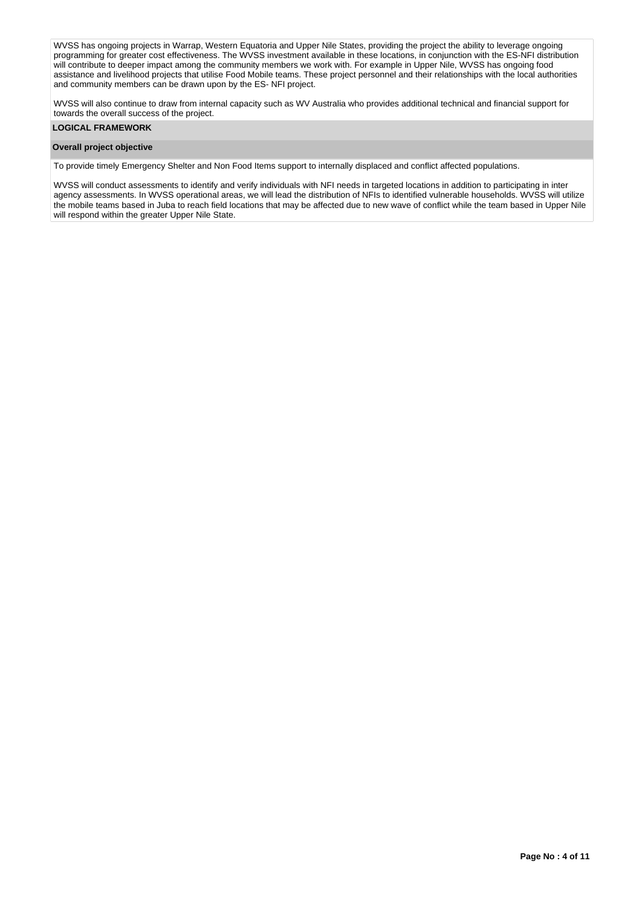WVSS has ongoing projects in Warrap, Western Equatoria and Upper Nile States, providing the project the ability to leverage ongoing programming for greater cost effectiveness. The WVSS investment available in these locations, in conjunction with the ES-NFI distribution will contribute to deeper impact among the community members we work with. For example in Upper Nile, WVSS has ongoing food assistance and livelihood projects that utilise Food Mobile teams. These project personnel and their relationships with the local authorities and community members can be drawn upon by the ES- NFI project.

WVSS will also continue to draw from internal capacity such as WV Australia who provides additional technical and financial support for towards the overall success of the project.

## LOGICAL FRAMEWORK

### Overall project objective

To provide timely Emergency Shelter and Non Food Items support to internally displaced and conflict affected populations.

WVSS will conduct assessments to identify and verify individuals with NFI needs in targeted locations in addition to participating in inter agency assessments. In WVSS operational areas, we will lead the distribution of NFIs to identified vulnerable households. WVSS will utilize the mobile teams based in Juba to reach field locations that may be affected due to new wave of conflict while the team based in Upper Nile will respond within the greater Upper Nile State.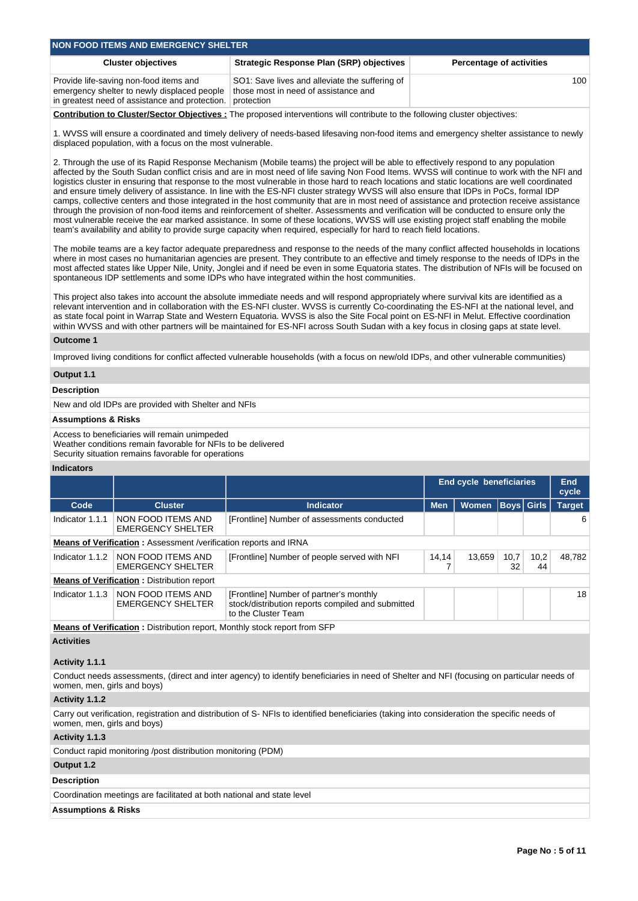## NON FOOD ITEMS AND EMERGENCY SHELTER

| Cluster objectives | Strategic Response Plan (SRP) objectives | Percentage of activities |
|---|---|---|
| Provide life-saving non-food items and emergency shelter to newly displaced people in greatest need of assistance and protection. | SO1: Save lives and alleviate the suffering of those most in need of assistance and protection | 100 |

**Contribution to Cluster/Sector Objectives :** The proposed interventions will contribute to the following cluster objectives:

1. WVSS will ensure a coordinated and timely delivery of needs-based lifesaving non-food items and emergency shelter assistance to newly displaced population, with a focus on the most vulnerable.

2. Through the use of its Rapid Response Mechanism (Mobile teams) the project will be able to effectively respond to any population affected by the South Sudan conflict crisis and are in most need of life saving Non Food Items. WVSS will continue to work with the NFI and logistics cluster in ensuring that response to the most vulnerable in those hard to reach locations and static locations are well coordinated and ensure timely delivery of assistance. In line with the ES-NFI cluster strategy WVSS will also ensure that IDPs in PoCs, formal IDP camps, collective centers and those integrated in the host community that are in most need of assistance and protection receive assistance through the provision of non-food items and reinforcement of shelter. Assessments and verification will be conducted to ensure only the most vulnerable receive the ear marked assistance. In some of these locations, WVSS will use existing project staff enabling the mobile team's availability and ability to provide surge capacity when required, especially for hard to reach field locations.

The mobile teams are a key factor adequate preparedness and response to the needs of the many conflict affected households in locations where in most cases no humanitarian agencies are present. They contribute to an effective and timely response to the needs of IDPs in the most affected states like Upper Nile, Unity, Jonglei and if need be even in some Equatoria states. The distribution of NFIs will be focused on spontaneous IDP settlements and some IDPs who have integrated within the host communities.

This project also takes into account the absolute immediate needs and will respond appropriately where survival kits are identified as a relevant intervention and in collaboration with the ES-NFI cluster. WVSS is currently Co-coordinating the ES-NFI at the national level, and as state focal point in Warrap State and Western Equatoria. WVSS is also the Site Focal point on ES-NFI in Melut. Effective coordination within WVSS and with other partners will be maintained for ES-NFI across South Sudan with a key focus in closing gaps at state level.

**Outcome 1**

Improved living conditions for conflict affected vulnerable households (with a focus on new/old IDPs, and other vulnerable communities)

**Output 1.1**

**Description**

New and old IDPs are provided with Shelter and NFIs

**Assumptions & Risks**

Access to beneficiaries will remain unimpeded
Weather conditions remain favorable for NFIs to be delivered
Security situation remains favorable for operations

**Indicators**

| | | | End cycle beneficiaries | | | | End cycle |
|---|---|---|---|---|---|---|---|
| Code | Cluster | Indicator | Men | Women | Boys | Girls | Target |
| Indicator 1.1.1 | NON FOOD ITEMS AND EMERGENCY SHELTER | [Frontline] Number of assessments conducted | | | | | 6 |
| **Means of Verification :** Assessment /verification reports and IRNA | | | | | | | |
| Indicator 1.1.2 | NON FOOD ITEMS AND EMERGENCY SHELTER | [Frontline] Number of people served with NFI | 14,147 | 13,659 | 10,732 | 10,244 | 48,782 |
| **Means of Verification :** Distribution report | | | | | | | |
| Indicator 1.1.3 | NON FOOD ITEMS AND EMERGENCY SHELTER | [Frontline] Number of partner's monthly stock/distribution reports compiled and submitted to the Cluster Team | | | | | 18 |
| **Means of Verification :** Distribution report, Monthly stock report from SFP | | | | | | | |

**Activities**

**Activity 1.1.1**

Conduct needs assessments, (direct and inter agency) to identify beneficiaries in need of Shelter and NFI (focusing on particular needs of women, men, girls and boys)

**Activity 1.1.2**

Carry out verification, registration and distribution of S- NFIs to identified beneficiaries (taking into consideration the specific needs of women, men, girls and boys)

**Activity 1.1.3**

Conduct rapid monitoring /post distribution monitoring (PDM)

**Output 1.2**

**Description**

Coordination meetings are facilitated at both national and state level

**Assumptions & Risks**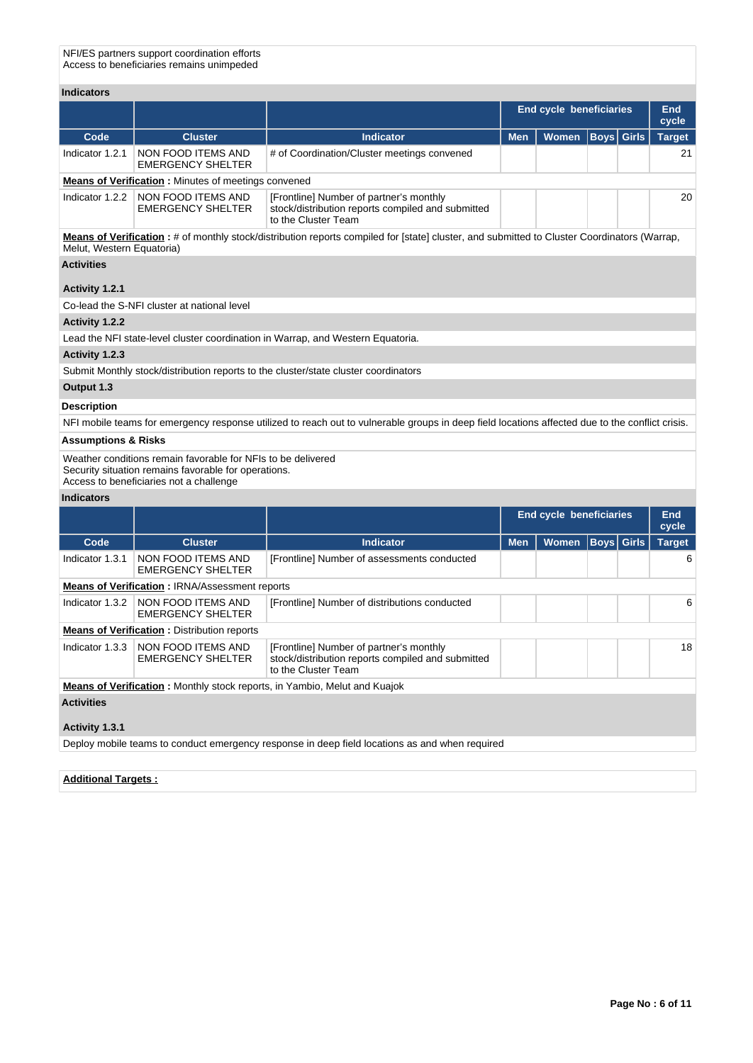NFI/ES partners support coordination efforts
Access to beneficiaries remains unimpeded

**Indicators**

| | | | End cycle beneficiaries | | | | End cycle |
|---|---|---|---|---|---|---|---|
| **Code** | **Cluster** | **Indicator** | **Men** | **Women** | **Boys** | **Girls** | **Target** |
| Indicator 1.2.1 | NON FOOD ITEMS AND EMERGENCY SHELTER | # of Coordination/Cluster meetings convened | | | | | 21 |
| **Means of Verification :** Minutes of meetings convened | | | | | | | |
| Indicator 1.2.2 | NON FOOD ITEMS AND EMERGENCY SHELTER | [Frontline] Number of partner's monthly stock/distribution reports compiled and submitted to the Cluster Team | | | | | 20 |
| **Means of Verification :** # of monthly stock/distribution reports compiled for [state] cluster, and submitted to Cluster Coordinators (Warrap, Melut, Western Equatoria) | | | | | | | |

**Activities**

**Activity 1.2.1**

Co-lead the S-NFI cluster at national level

**Activity 1.2.2**

Lead the NFI state-level cluster coordination in Warrap, and Western Equatoria.

**Activity 1.2.3**

Submit Monthly stock/distribution reports to the cluster/state cluster coordinators

**Output 1.3**

**Description**

NFI mobile teams for emergency response utilized to reach out to vulnerable groups in deep field locations affected due to the conflict crisis.

**Assumptions & Risks**

Weather conditions remain favorable for NFIs to be delivered
Security situation remains favorable for operations.
Access to beneficiaries not a challenge

**Indicators**

| | | | End cycle beneficiaries | | | | End cycle |
|---|---|---|---|---|---|---|---|
| **Code** | **Cluster** | **Indicator** | **Men** | **Women** | **Boys** | **Girls** | **Target** |
| Indicator 1.3.1 | NON FOOD ITEMS AND EMERGENCY SHELTER | [Frontline] Number of assessments conducted | | | | | 6 |
| **Means of Verification :** IRNA/Assessment reports | | | | | | | |
| Indicator 1.3.2 | NON FOOD ITEMS AND EMERGENCY SHELTER | [Frontline] Number of distributions conducted | | | | | 6 |
| **Means of Verification :** Distribution reports | | | | | | | |
| Indicator 1.3.3 | NON FOOD ITEMS AND EMERGENCY SHELTER | [Frontline] Number of partner's monthly stock/distribution reports compiled and submitted to the Cluster Team | | | | | 18 |
| **Means of Verification :** Monthly stock reports, in Yambio, Melut and Kuajok | | | | | | | |

**Activities**

**Activity 1.3.1**

Deploy mobile teams to conduct emergency response in deep field locations as and when required

**Additional Targets :**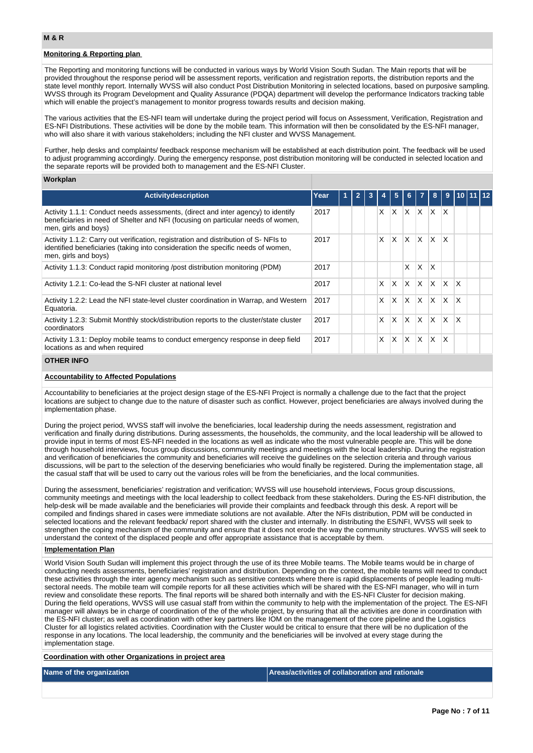## M & R

**Monitoring & Reporting plan**

The Reporting and monitoring functions will be conducted in various ways by World Vision South Sudan. The Main reports that will be provided throughout the response period will be assessment reports, verification and registration reports, the distribution reports and the state level monthly report. Internally WVSS will also conduct Post Distribution Monitoring in selected locations, based on purposive sampling. WVSS through its Program Development and Quality Assurance (PDQA) department will develop the performance Indicators tracking table which will enable the project's management to monitor progress towards results and decision making.

The various activities that the ES-NFI team will undertake during the project period will focus on Assessment, Verification, Registration and ES-NFI Distributions. These activities will be done by the mobile team. This information will then be consolidated by the ES-NFI manager, who will also share it with various stakeholders; including the NFI cluster and WVSS Management.

Further, help desks and complaints/ feedback response mechanism will be established at each distribution point. The feedback will be used to adjust programming accordingly. During the emergency response, post distribution monitoring will be conducted in selected location and the separate reports will be provided both to management and the ES-NFI Cluster.

**Workplan**

| Activitydescription | Year | 1 | 2 | 3 | 4 | 5 | 6 | 7 | 8 | 9 | 10 | 11 | 12 |
|---|---|---|---|---|---|---|---|---|---|---|---|---|---|
| Activity 1.1.1: Conduct needs assessments, (direct and inter agency) to identify beneficiaries in need of Shelter and NFI (focusing on particular needs of women, men, girls and boys) | 2017 | | | | X | X | X | X | X | X | | | |
| Activity 1.1.2: Carry out verification, registration and distribution of S- NFIs to identified beneficiaries (taking into consideration the specific needs of women, men, girls and boys) | 2017 | | | | X | X | X | X | X | X | | | |
| Activity 1.1.3: Conduct rapid monitoring /post distribution monitoring (PDM) | 2017 | | | | | | X | X | X | | | | |
| Activity 1.2.1: Co-lead the S-NFI cluster at national level | 2017 | | | | X | X | X | X | X | X | X | | |
| Activity 1.2.2: Lead the NFI state-level cluster coordination in Warrap, and Western Equatoria. | 2017 | | | | X | X | X | X | X | X | X | | |
| Activity 1.2.3: Submit Monthly stock/distribution reports to the cluster/state cluster coordinators | 2017 | | | | X | X | X | X | X | X | X | | |
| Activity 1.3.1: Deploy mobile teams to conduct emergency response in deep field locations as and when required | 2017 | | | | X | X | X | X | X | X | | | |

## OTHER INFO

**Accountability to Affected Populations**

Accountability to beneficiaries at the project design stage of the ES-NFI Project is normally a challenge due to the fact that the project locations are subject to change due to the nature of disaster such as conflict. However, project beneficiaries are always involved during the implementation phase.

During the project period, WVSS staff will involve the beneficiaries, local leadership during the needs assessment, registration and verification and finally during distributions. During assessments, the households, the community, and the local leadership will be allowed to provide input in terms of most ES-NFI needed in the locations as well as indicate who the most vulnerable people are. This will be done through household interviews, focus group discussions, community meetings and meetings with the local leadership. During the registration and verification of beneficiaries the community and beneficiaries will receive the guidelines on the selection criteria and through various discussions, will be part to the selection of the deserving beneficiaries who would finally be registered. During the implementation stage, all the casual staff that will be used to carry out the various roles will be from the beneficiaries, and the local communities.

During the assessment, beneficiaries' registration and verification; WVSS will use household interviews, Focus group discussions, community meetings and meetings with the local leadership to collect feedback from these stakeholders. During the ES-NFI distribution, the help-desk will be made available and the beneficiaries will provide their complaints and feedback through this desk. A report will be compiled and findings shared in cases were immediate solutions are not available. After the NFIs distribution, PDM will be conducted in selected locations and the relevant feedback/ report shared with the cluster and internally. In distributing the ES/NFI, WVSS will seek to strengthen the coping mechanism of the community and ensure that it does not erode the way the community structures. WVSS will seek to understand the context of the displaced people and offer appropriate assistance that is acceptable by them.

**Implementation Plan**

World Vision South Sudan will implement this project through the use of its three Mobile teams. The Mobile teams would be in charge of conducting needs assessments, beneficiaries' registration and distribution. Depending on the context, the mobile teams will need to conduct these activities through the inter agency mechanism such as sensitive contexts where there is rapid displacements of people leading multi-sectoral needs. The mobile team will compile reports for all these activities which will be shared with the ES-NFI manager, who will in turn review and consolidate these reports. The final reports will be shared both internally and with the ES-NFI Cluster for decision making. During the field operations, WVSS will use casual staff from within the community to help with the implementation of the project. The ES-NFI manager will always be in charge of coordination of the of the whole project, by ensuring that all the activities are done in coordination with the ES-NFI cluster; as well as coordination with other key partners like IOM on the management of the core pipeline and the Logistics Cluster for all logistics related activities. Coordination with the Cluster would be critical to ensure that there will be no duplication of the response in any locations. The local leadership, the community and the beneficiaries will be involved at every stage during the implementation stage.

**Coordination with other Organizations in project area**

| Name of the organization | Areas/activities of collaboration and rationale |
|---|---|
| | |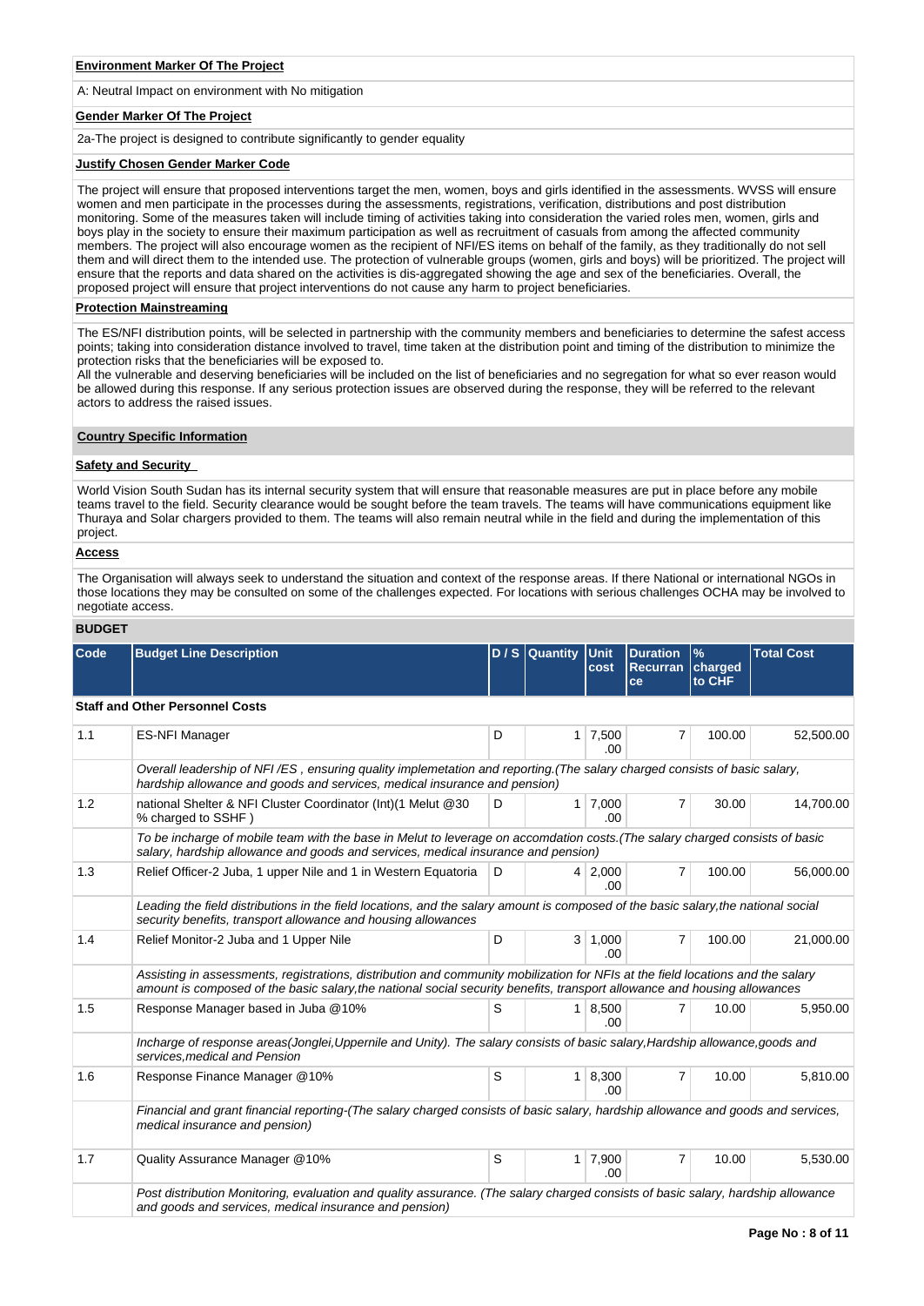**Environment Marker Of The Project**

A: Neutral Impact on environment with No mitigation

**Gender Marker Of The Project**

2a-The project is designed to contribute significantly to gender equality

**Justify Chosen Gender Marker Code**

The project will ensure that proposed interventions target the men, women, boys and girls identified in the assessments. WVSS will ensure women and men participate in the processes during the assessments, registrations, verification, distributions and post distribution monitoring. Some of the measures taken will include timing of activities taking into consideration the varied roles men, women, girls and boys play in the society to ensure their maximum participation as well as recruitment of casuals from among the affected community members. The project will also encourage women as the recipient of NFI/ES items on behalf of the family, as they traditionally do not sell them and will direct them to the intended use. The protection of vulnerable groups (women, girls and boys) will be prioritized. The project will ensure that the reports and data shared on the activities is dis-aggregated showing the age and sex of the beneficiaries. Overall, the proposed project will ensure that project interventions do not cause any harm to project beneficiaries.

**Protection Mainstreaming**

The ES/NFI distribution points, will be selected in partnership with the community members and beneficiaries to determine the safest access points; taking into consideration distance involved to travel, time taken at the distribution point and timing of the distribution to minimize the protection risks that the beneficiaries will be exposed to.
All the vulnerable and deserving beneficiaries will be included on the list of beneficiaries and no segregation for what so ever reason would be allowed during this response. If any serious protection issues are observed during the response, they will be referred to the relevant actors to address the raised issues.

**Country Specific Information**

**Safety and Security**

World Vision South Sudan has its internal security system that will ensure that reasonable measures are put in place before any mobile teams travel to the field. Security clearance would be sought before the team travels. The teams will have communications equipment like Thuraya and Solar chargers provided to them. The teams will also remain neutral while in the field and during the implementation of this project.

**Access**

The Organisation will always seek to understand the situation and context of the response areas. If there National or international NGOs in those locations they may be consulted on some of the challenges expected. For locations with serious challenges OCHA may be involved to negotiate access.

**BUDGET**

| Code | Budget Line Description | D / S | Quantity | Unit cost | Duration Recurrance | % charged to CHF | Total Cost |
|---|---|---|---|---|---|---|---|
| **Staff and Other Personnel Costs** | | | | | | | |
| 1.1 | ES-NFI Manager | D | 1 | 7,500.00 | 7 | 100.00 | 52,500.00 |
| | *Overall leadership of NFI /ES , ensuring quality implemetation and reporting.(The salary charged consists of basic salary, hardship allowance and goods and services, medical insurance and pension)* | | | | | | |
| 1.2 | national Shelter & NFI Cluster Coordinator (Int)(1 Melut @30 % charged to SSHF ) | D | 1 | 7,000.00 | 7 | 30.00 | 14,700.00 |
| | *To be incharge of mobile team with the base in Melut to leverage on accomodation costs.(The salary charged consists of basic salary, hardship allowance and goods and services, medical insurance and pension)* | | | | | | |
| 1.3 | Relief Officer-2 Juba, 1 upper Nile and 1 in Western Equatoria | D | 4 | 2,000.00 | 7 | 100.00 | 56,000.00 |
| | *Leading the field distributions in the field locations, and the salary amount is composed of the basic salary,the national social security benefits, transport allowance and housing allowances* | | | | | | |
| 1.4 | Relief Monitor-2 Juba and 1 Upper Nile | D | 3 | 1,000.00 | 7 | 100.00 | 21,000.00 |
| | *Assisting in assessments, registrations, distribution and community mobilization for NFIs at the field locations and the salary amount is composed of the basic salary,the national social security benefits, transport allowance and housing allowances* | | | | | | |
| 1.5 | Response Manager based in Juba @10% | S | 1 | 8,500.00 | 7 | 10.00 | 5,950.00 |
| | *Incharge of response areas(Jonglei,Uppernile and Unity). The salary consists of basic salary,Hardship allowance,goods and services,medical and Pension* | | | | | | |
| 1.6 | Response Finance Manager @10% | S | 1 | 8,300.00 | 7 | 10.00 | 5,810.00 |
| | *Financial and grant financial reporting-(The salary charged consists of basic salary, hardship allowance and goods and services, medical insurance and pension)* | | | | | | |
| 1.7 | Quality Assurance Manager @10% | S | 1 | 7,900.00 | 7 | 10.00 | 5,530.00 |
| | *Post distribution Monitoring, evaluation and quality assurance. (The salary charged consists of basic salary, hardship allowance and goods and services, medical insurance and pension)* | | | | | | |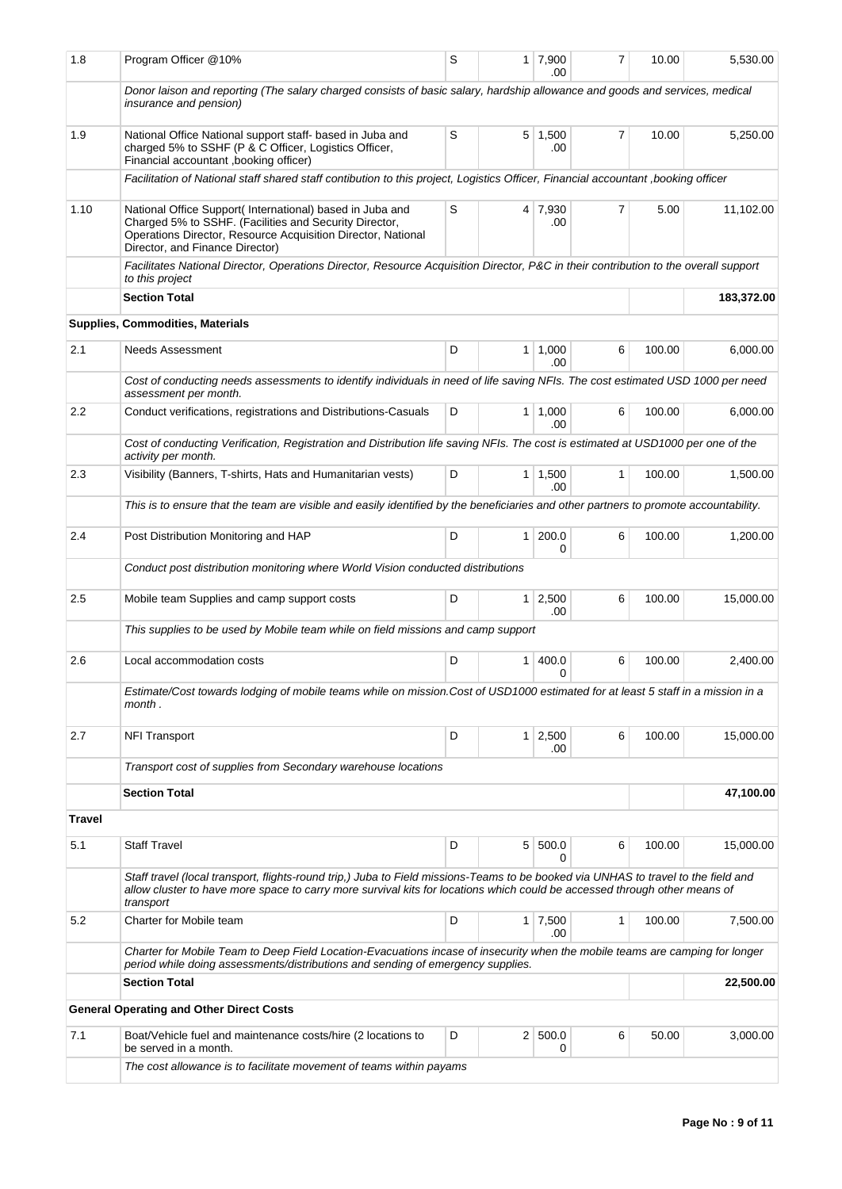| | | | | | | | |
|---|---|---|---|---|---|---|---|
| 1.8 | Program Officer @10% | S | 1 | 7,900.00 | 7 | 10.00 | 5,530.00 |
| | *Donor laison and reporting (The salary charged consists of basic salary, hardship allowance and goods and services, medical insurance and pension)* | | | | | | |
| 1.9 | National Office National support staff- based in Juba and charged 5% to SSHF (P & C Officer, Logistics Officer, Financial accountant ,booking officer) | S | 5 | 1,500.00 | 7 | 10.00 | 5,250.00 |
| | *Facilitation of National staff shared staff contibution to this project, Logistics Officer, Financial accountant ,booking officer* | | | | | | |
| 1.10 | National Office Support( International) based in Juba and Charged 5% to SSHF. (Facilities and Security Director, Operations Director, Resource Acquisition Director, National Director, and Finance Director) | S | 4 | 7,930.00 | 7 | 5.00 | 11,102.00 |
| | *Facilitates National Director, Operations Director, Resource Acquisition Director, P&C in their contribution to the overall support to this project* | | | | | | |
| | **Section Total** | | | | | | **183,372.00** |
| | **Supplies, Commodities, Materials** | | | | | | |
| 2.1 | Needs Assessment | D | 1 | 1,000.00 | 6 | 100.00 | 6,000.00 |
| | *Cost of conducting needs assessments to identify individuals in need of life saving NFIs. The cost estimated USD 1000 per need assessment per month.* | | | | | | |
| 2.2 | Conduct verifications, registrations and Distributions-Casuals | D | 1 | 1,000.00 | 6 | 100.00 | 6,000.00 |
| | *Cost of conducting Verification, Registration and Distribution life saving NFIs. The cost is estimated at USD1000 per one of the activity per month.* | | | | | | |
| 2.3 | Visibility (Banners, T-shirts, Hats and Humanitarian vests) | D | 1 | 1,500.00 | 1 | 100.00 | 1,500.00 |
| | *This is to ensure that the team are visible and easily identified by the beneficiaries and other partners to promote accountability.* | | | | | | |
| 2.4 | Post Distribution Monitoring and HAP | D | 1 | 200.00 | 6 | 100.00 | 1,200.00 |
| | *Conduct post distribution monitoring where World Vision conducted distributions* | | | | | | |
| 2.5 | Mobile team Supplies and camp support costs | D | 1 | 2,500.00 | 6 | 100.00 | 15,000.00 |
| | *This supplies to be used by Mobile team while on field missions and camp support* | | | | | | |
| 2.6 | Local accommodation costs | D | 1 | 400.00 | 6 | 100.00 | 2,400.00 |
| | *Estimate/Cost towards lodging of mobile teams while on mission.Cost of USD1000 estimated for at least 5 staff in a mission in a month .* | | | | | | |
| 2.7 | NFI Transport | D | 1 | 2,500.00 | 6 | 100.00 | 15,000.00 |
| | *Transport cost of supplies from Secondary warehouse locations* | | | | | | |
| | **Section Total** | | | | | | **47,100.00** |
| **Travel** | | | | | | | |
| 5.1 | Staff Travel | D | 5 | 500.00 | 6 | 100.00 | 15,000.00 |
| | *Staff travel (local transport, flights-round trip,) Juba to Field missions-Teams to be booked via UNHAS to travel to the field and allow cluster to have more space to carry more survival kits for locations which could be accessed through other means of transport* | | | | | | |
| 5.2 | Charter for Mobile team | D | 1 | 7,500.00 | 1 | 100.00 | 7,500.00 |
| | *Charter for Mobile Team to Deep Field Location-Evacuations incase of insecurity when the mobile teams are camping for longer period while doing assessments/distributions and sending of emergency supplies.* | | | | | | |
| | **Section Total** | | | | | | **22,500.00** |
| | **General Operating and Other Direct Costs** | | | | | | |
| 7.1 | Boat/Vehicle fuel and maintenance costs/hire (2 locations to be served in a month. | D | 2 | 500.00 | 6 | 50.00 | 3,000.00 |
| | *The cost allowance is to facilitate movement of teams within payams* | | | | | | |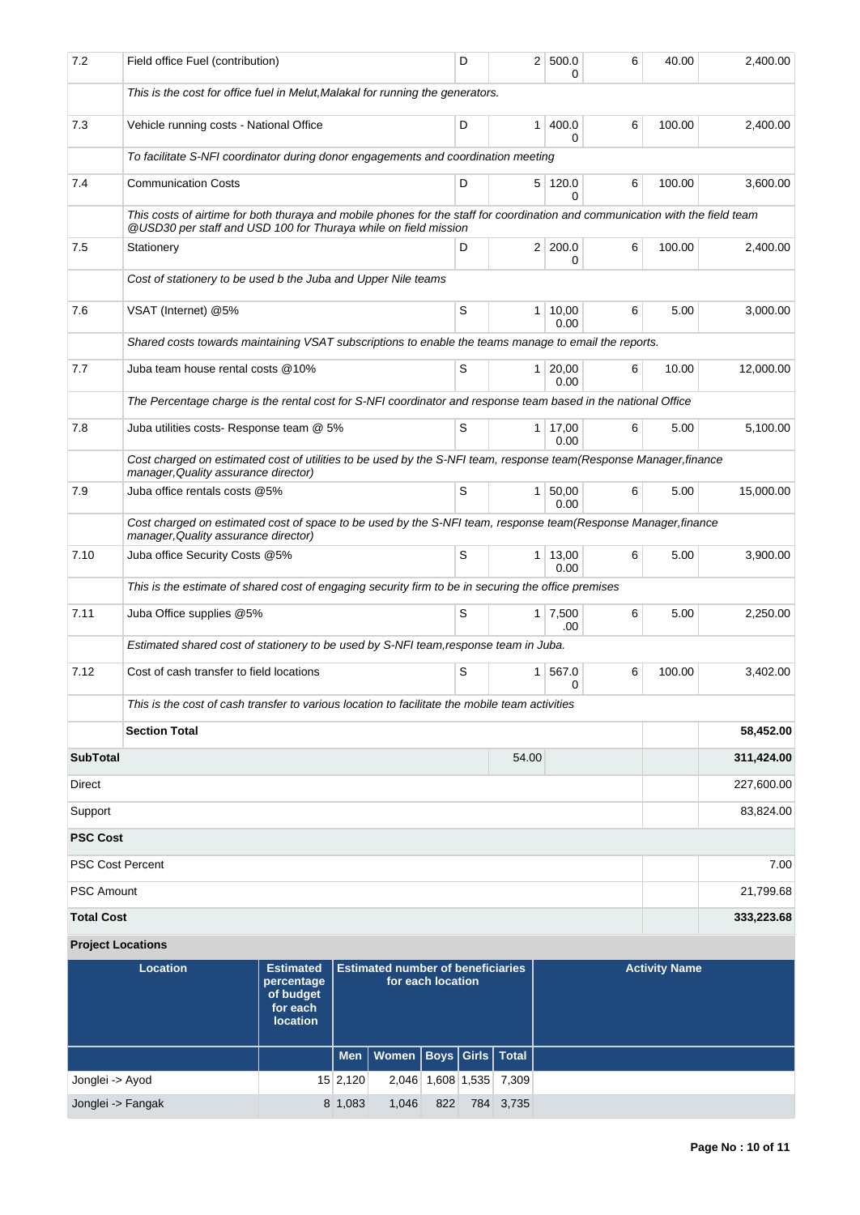| 7.2 | Field office Fuel (contribution) | D | 2 | 500.00 | 6 | 40.00 | 2,400.00 |
|---|---|---|---|---|---|---|---|
| | *This is the cost for office fuel in Melut,Malakal for running the generators.* | | | | | | |
| 7.3 | Vehicle running costs - National Office | D | 1 | 400.00 | 6 | 100.00 | 2,400.00 |
| | *To facilitate S-NFI coordinator during donor engagements and coordination meeting* | | | | | | |
| 7.4 | Communication Costs | D | 5 | 120.00 | 6 | 100.00 | 3,600.00 |
| | *This costs of airtime for both thuraya and mobile phones for the staff for coordination and communication with the field team @USD30 per staff and USD 100 for Thuraya while on field mission* | | | | | | |
| 7.5 | Stationery | D | 2 | 200.00 | 6 | 100.00 | 2,400.00 |
| | *Cost of stationery to be used b the Juba and Upper Nile teams* | | | | | | |
| 7.6 | VSAT (Internet) @5% | S | 1 | 10,000.00 | 6 | 5.00 | 3,000.00 |
| | *Shared costs towards maintaining VSAT subscriptions to enable the teams manage to email the reports.* | | | | | | |
| 7.7 | Juba team house rental costs @10% | S | 1 | 20,000.00 | 6 | 10.00 | 12,000.00 |
| | *The Percentage charge is the rental cost for S-NFI coordinator and response team based in the national Office* | | | | | | |
| 7.8 | Juba utilities costs- Response team @ 5% | S | 1 | 17,000.00 | 6 | 5.00 | 5,100.00 |
| | *Cost charged on estimated cost of utilities to be used by the S-NFI team, response team(Response Manager,finance manager,Quality assurance director)* | | | | | | |
| 7.9 | Juba office rentals costs @5% | S | 1 | 50,000.00 | 6 | 5.00 | 15,000.00 |
| | *Cost charged on estimated cost of space to be used by the S-NFI team, response team(Response Manager,finance manager,Quality assurance director)* | | | | | | |
| 7.10 | Juba office Security Costs @5% | S | 1 | 13,000.00 | 6 | 5.00 | 3,900.00 |
| | *This is the estimate of shared cost of engaging security firm to be in securing the office premises* | | | | | | |
| 7.11 | Juba Office supplies @5% | S | 1 | 7,500.00 | 6 | 5.00 | 2,250.00 |
| | *Estimated shared cost of stationery to be used by S-NFI team,response team in Juba.* | | | | | | |
| 7.12 | Cost of cash transfer to field locations | S | 1 | 567.00 | 6 | 100.00 | 3,402.00 |
| | *This is the cost of cash transfer to various location to facilitate the mobile team activities* | | | | | | |
| | **Section Total** | | | | | | **58,452.00** |
| **SubTotal** | | | 54.00 | | | | **311,424.00** |
| Direct | | | | | | | 227,600.00 |
| Support | | | | | | | 83,824.00 |
| **PSC Cost** | | | | | | | |
| PSC Cost Percent | | | | | | | 7.00 |
| PSC Amount | | | | | | | 21,799.68 |
| **Total Cost** | | | | | | | **333,223.68** |

**Project Locations**

| Location | Estimated percentage of budget for each location | Estimated number of beneficiaries for each location | | | | | Activity Name |
|---|---|---|---|---|---|---|---|
| | | Men | Women | Boys | Girls | Total | |
| Jonglei -> Ayod | 15 | 2,120 | 2,046 | 1,608 | 1,535 | 7,309 | |
| Jonglei -> Fangak | 8 | 1,083 | 1,046 | 822 | 784 | 3,735 | |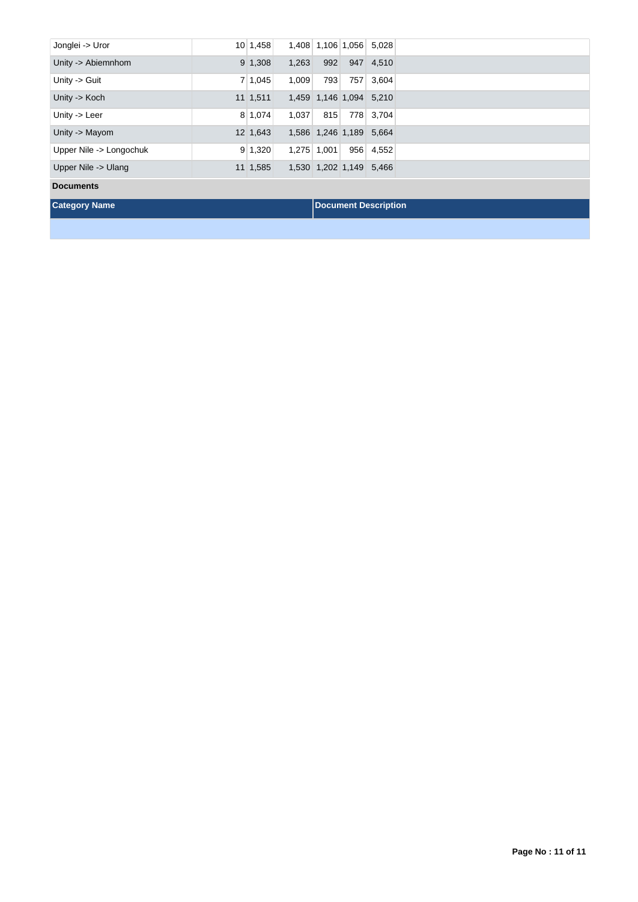| | | | | | | | |
|---|---|---|---|---|---|---|---|
| Jonglei -> Uror | 10 | 1,458 | 1,408 | 1,106 | 1,056 | 5,028 | |
| Unity -> Abiemnhom | 9 | 1,308 | 1,263 | 992 | 947 | 4,510 | |
| Unity -> Guit | 7 | 1,045 | 1,009 | 793 | 757 | 3,604 | |
| Unity -> Koch | 11 | 1,511 | 1,459 | 1,146 | 1,094 | 5,210 | |
| Unity -> Leer | 8 | 1,074 | 1,037 | 815 | 778 | 3,704 | |
| Unity -> Mayom | 12 | 1,643 | 1,586 | 1,246 | 1,189 | 5,664 | |
| Upper Nile -> Longochuk | 9 | 1,320 | 1,275 | 1,001 | 956 | 4,552 | |
| Upper Nile -> Ulang | 11 | 1,585 | 1,530 | 1,202 | 1,149 | 5,466 | |

**Documents**

| Category Name | Document Description |
|---|---|
| | |